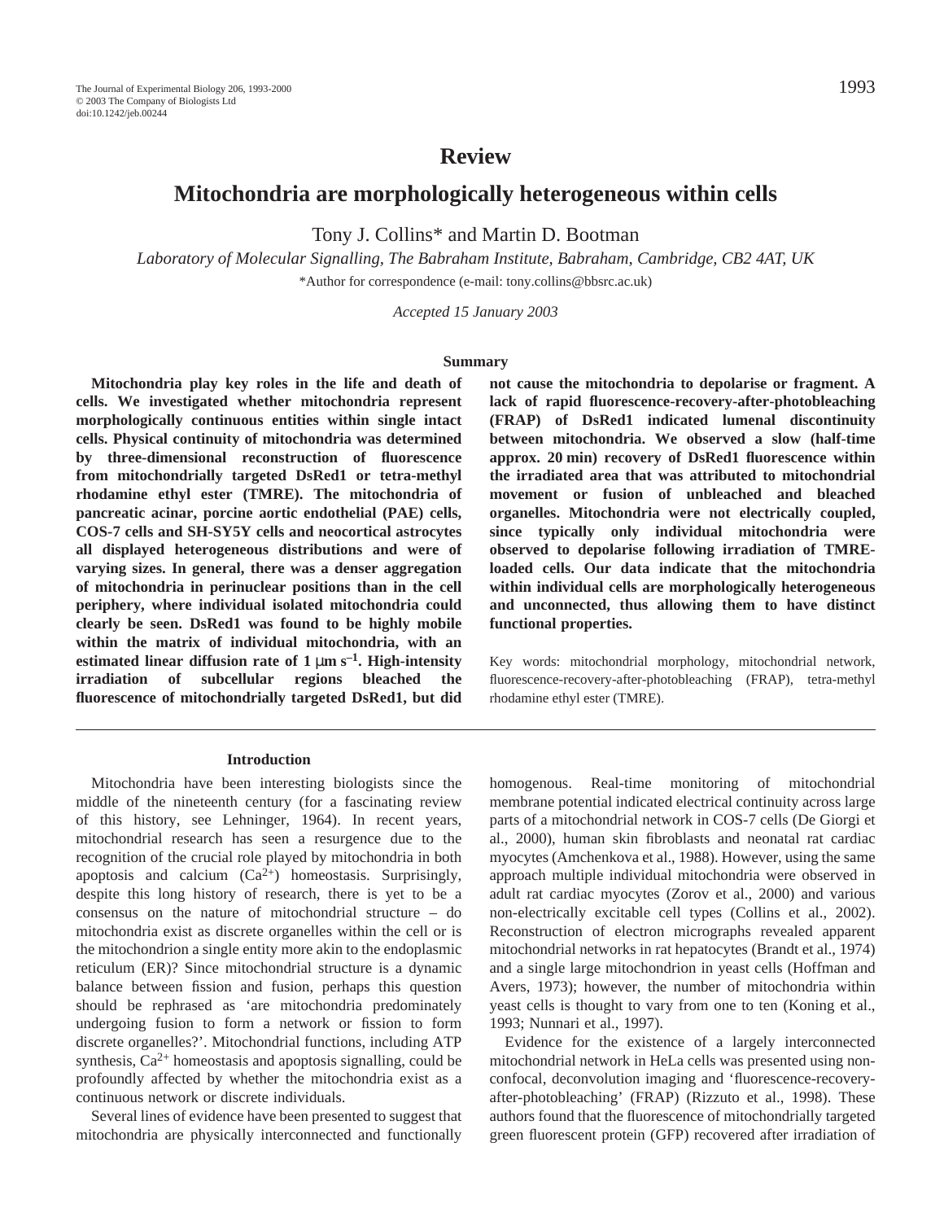# Review

# Mitochondria are morphologically heterogeneous within cells

Tony J. Collins* and Martin D. Bootman

*Laboratory of Molecular Signalling, The Babraham Institute, Babraham, Cambridge, CB2 4AT, UK*

*Author for correspondence (e-mail: tony.collins@bbsrc.ac.uk)

*Accepted 15 January 2003*

## Summary

**Mitochondria play key roles in the life and death of cells. We investigated whether mitochondria represent morphologically continuous entities within single intact cells. Physical continuity of mitochondria was determined by three-dimensional reconstruction of fluorescence from mitochondrially targeted DsRed1 or tetra-methyl rhodamine ethyl ester (TMRE). The mitochondria of pancreatic acinar, porcine aortic endothelial (PAE) cells, COS-7 cells and SH-SY5Y cells and neocortical astrocytes all displayed heterogeneous distributions and were of varying sizes. In general, there was a denser aggregation of mitochondria in perinuclear positions than in the cell periphery, where individual isolated mitochondria could clearly be seen. DsRed1 was found to be highly mobile within the matrix of individual mitochondria, with an estimated linear diffusion rate of 1 µm s$^{-1}$. High-intensity irradiation of subcellular regions bleached the fluorescence of mitochondrially targeted DsRed1, but did not cause the mitochondria to depolarise or fragment. A lack of rapid fluorescence-recovery-after-photobleaching (FRAP) of DsRed1 indicated lumenal discontinuity between mitochondria. We observed a slow (half-time approx. 20 min) recovery of DsRed1 fluorescence within the irradiated area that was attributed to mitochondrial movement or fusion of unbleached and bleached organelles. Mitochondria were not electrically coupled, since typically only individual mitochondria were observed to depolarise following irradiation of TMRE-loaded cells. Our data indicate that the mitochondria within individual cells are morphologically heterogeneous and unconnected, thus allowing them to have distinct functional properties.**

Key words: mitochondrial morphology, mitochondrial network, fluorescence-recovery-after-photobleaching (FRAP), tetra-methyl rhodamine ethyl ester (TMRE).

## Introduction

Mitochondria have been interesting biologists since the middle of the nineteenth century (for a fascinating review of this history, see Lehninger, 1964). In recent years, mitochondrial research has seen a resurgence due to the recognition of the crucial role played by mitochondria in both apoptosis and calcium ($Ca^{2+}$) homeostasis. Surprisingly, despite this long history of research, there is yet to be a consensus on the nature of mitochondrial structure – do mitochondria exist as discrete organelles within the cell or is the mitochondrion a single entity more akin to the endoplasmic reticulum (ER)? Since mitochondrial structure is a dynamic balance between fission and fusion, perhaps this question should be rephrased as 'are mitochondria predominately undergoing fusion to form a network or fission to form discrete organelles?'. Mitochondrial functions, including ATP synthesis, $Ca^{2+}$ homeostasis and apoptosis signalling, could be profoundly affected by whether the mitochondria exist as a continuous network or discrete individuals.

Several lines of evidence have been presented to suggest that mitochondria are physically interconnected and functionally homogenous. Real-time monitoring of mitochondrial membrane potential indicated electrical continuity across large parts of a mitochondrial network in COS-7 cells (De Giorgi et al., 2000), human skin fibroblasts and neonatal rat cardiac myocytes (Amchenkova et al., 1988). However, using the same approach multiple individual mitochondria were observed in adult rat cardiac myocytes (Zorov et al., 2000) and various non-electrically excitable cell types (Collins et al., 2002). Reconstruction of electron micrographs revealed apparent mitochondrial networks in rat hepatocytes (Brandt et al., 1974) and a single large mitochondrion in yeast cells (Hoffman and Avers, 1973); however, the number of mitochondria within yeast cells is thought to vary from one to ten (Koning et al., 1993; Nunnari et al., 1997).

Evidence for the existence of a largely interconnected mitochondrial network in HeLa cells was presented using non-confocal, deconvolution imaging and 'fluorescence-recovery-after-photobleaching' (FRAP) (Rizzuto et al., 1998). These authors found that the fluorescence of mitochondrially targeted green fluorescent protein (GFP) recovered after irradiation of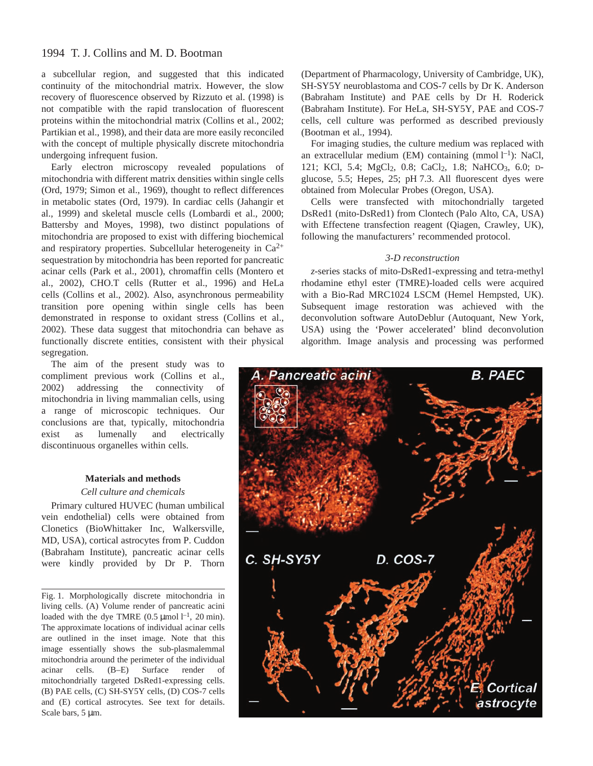a subcellular region, and suggested that this indicated continuity of the mitochondrial matrix. However, the slow recovery of fluorescence observed by Rizzuto et al. (1998) is not compatible with the rapid translocation of fluorescent proteins within the mitochondrial matrix (Collins et al., 2002; Partikian et al., 1998), and their data are more easily reconciled with the concept of multiple physically discrete mitochondria undergoing infrequent fusion.

Early electron microscopy revealed populations of mitochondria with different matrix densities within single cells (Ord, 1979; Simon et al., 1969), thought to reflect differences in metabolic states (Ord, 1979). In cardiac cells (Jahangir et al., 1999) and skeletal muscle cells (Lombardi et al., 2000; Battersby and Moyes, 1998), two distinct populations of mitochondria are proposed to exist with differing biochemical and respiratory properties. Subcellular heterogeneity in $Ca^{2+}$ sequestration by mitochondria has been reported for pancreatic acinar cells (Park et al., 2001), chromaffin cells (Montero et al., 2002), CHO.T cells (Rutter et al., 1996) and HeLa cells (Collins et al., 2002). Also, asynchronous permeability transition pore opening within single cells has been demonstrated in response to oxidant stress (Collins et al., 2002). These data suggest that mitochondria can behave as functionally discrete entities, consistent with their physical segregation.

The aim of the present study was to compliment previous work (Collins et al., 2002) addressing the connectivity of mitochondria in living mammalian cells, using a range of microscopic techniques. Our conclusions are that, typically, mitochondria exist as lumenally and electrically discontinuous organelles within cells.

## Materials and methods

### *Cell culture and chemicals*

Primary cultured HUVEC (human umbilical vein endothelial) cells were obtained from Clonetics (BioWhittaker Inc, Walkersville, MD, USA), cortical astrocytes from P. Cuddon (Babraham Institute), pancreatic acinar cells were kindly provided by Dr P. Thorn (Department of Pharmacology, University of Cambridge, UK), SH-SY5Y neuroblastoma and COS-7 cells by Dr K. Anderson (Babraham Institute) and PAE cells by Dr H. Roderick (Babraham Institute). For HeLa, SH-SY5Y, PAE and COS-7 cells, cell culture was performed as described previously (Bootman et al., 1994).

For imaging studies, the culture medium was replaced with an extracellular medium (EM) containing (mmol $l^{-1}$): NaCl, 121; KCl, 5.4; $MgCl_2$, 0.8; $CaCl_2$, 1.8; $NaHCO_3$, 6.0; D-glucose, 5.5; Hepes, 25; pH 7.3. All fluorescent dyes were obtained from Molecular Probes (Oregon, USA).

Cells were transfected with mitochondrially targeted DsRed1 (mito-DsRed1) from Clontech (Palo Alto, CA, USA) with Effectene transfection reagent (Qiagen, Crawley, UK), following the manufacturers' recommended protocol.

### *3-D reconstruction*

*z*-series stacks of mito-DsRed1-expressing and tetra-methyl rhodamine ethyl ester (TMRE)-loaded cells were acquired with a Bio-Rad MRC1024 LSCM (Hemel Hempsted, UK). Subsequent image restoration was achieved with the deconvolution software AutoDeblur (Autoquant, New York, USA) using the 'Power accelerated' blind deconvolution algorithm. Image analysis and processing was performed

Fig. 1. Morphologically discrete mitochondria in living cells. (A) Volume render of pancreatic acini loaded with the dye TMRE (0.5 μmol $l^{-1}$, 20 min). The approximate locations of individual acinar cells are outlined in the inset image. Note that this image essentially shows the sub-plasmalemmal mitochondria around the perimeter of the individual acinar cells. (B–E) Surface render of mitochondrially targeted DsRed1-expressing cells. (B) PAE cells, (C) SH-SY5Y cells, (D) COS-7 cells and (E) cortical astrocytes. See text for details. Scale bars, 5 μm.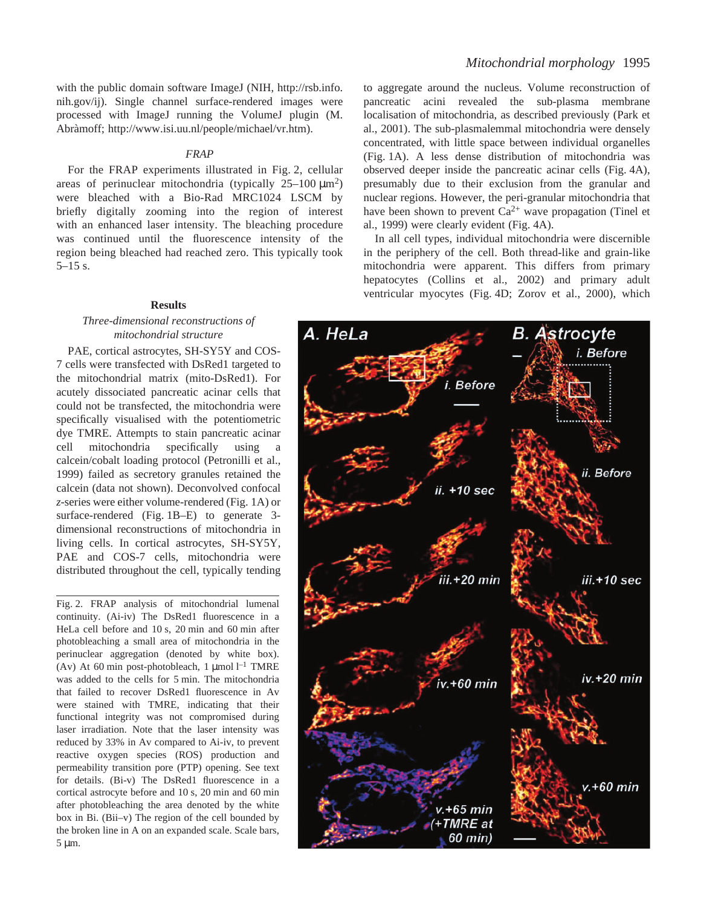with the public domain software ImageJ (NIH, http://rsb.info.nih.gov/ij). Single channel surface-rendered images were processed with ImageJ running the VolumeJ plugin (M. Abràmoff; http://www.isi.uu.nl/people/michael/vr.htm).

### *FRAP*

For the FRAP experiments illustrated in Fig. 2, cellular areas of perinuclear mitochondria (typically 25–100 μm$^2$) were bleached with a Bio-Rad MRC1024 LSCM by briefly digitally zooming into the region of interest with an enhanced laser intensity. The bleaching procedure was continued until the fluorescence intensity of the region being bleached had reached zero. This typically took 5–15 s.

## Results

### *Three-dimensional reconstructions of mitochondrial structure*

PAE, cortical astrocytes, SH-SY5Y and COS-7 cells were transfected with DsRed1 targeted to the mitochondrial matrix (mito-DsRed1). For acutely dissociated pancreatic acinar cells that could not be transfected, the mitochondria were specifically visualised with the potentiometric dye TMRE. Attempts to stain pancreatic acinar cell mitochondria specifically using a calcein/cobalt loading protocol (Petronilli et al., 1999) failed as secretory granules retained the calcein (data not shown). Deconvolved confocal *z*-series were either volume-rendered (Fig. 1A) or surface-rendered (Fig. 1B–E) to generate 3-dimensional reconstructions of mitochondria in living cells. In cortical astrocytes, SH-SY5Y, PAE and COS-7 cells, mitochondria were distributed throughout the cell, typically tending to aggregate around the nucleus. Volume reconstruction of pancreatic acini revealed the sub-plasma membrane localisation of mitochondria, as described previously (Park et al., 2001). The sub-plasmalemmal mitochondria were densely concentrated, with little space between individual organelles (Fig. 1A). A less dense distribution of mitochondria was observed deeper inside the pancreatic acinar cells (Fig. 4A), presumably due to their exclusion from the granular and nuclear regions. However, the peri-granular mitochondria that have been shown to prevent $Ca^{2+}$ wave propagation (Tinel et al., 1999) were clearly evident (Fig. 4A).

In all cell types, individual mitochondria were discernible in the periphery of the cell. Both thread-like and grain-like mitochondria were apparent. This differs from primary hepatocytes (Collins et al., 2002) and primary adult ventricular myocytes (Fig. 4D; Zorov et al., 2000), which

Fig. 2. FRAP analysis of mitochondrial lumenal continuity. (Ai-iv) The DsRed1 fluorescence in a HeLa cell before and 10 s, 20 min and 60 min after photobleaching a small area of mitochondria in the perinuclear aggregation (denoted by white box). (Av) At 60 min post-photobleach, 1 μmol l$^{-1}$ TMRE was added to the cells for 5 min. The mitochondria that failed to recover DsRed1 fluorescence in Av were stained with TMRE, indicating that their functional integrity was not compromised during laser irradiation. Note that the laser intensity was reduced by 33% in Av compared to Ai-iv, to prevent reactive oxygen species (ROS) production and permeability transition pore (PTP) opening. See text for details. (Bi-v) The DsRed1 fluorescence in a cortical astrocyte before and 10 s, 20 min and 60 min after photobleaching the area denoted by the white box in Bi. (Bii–v) The region of the cell bounded by the broken line in A on an expanded scale. Scale bars, 5 μm.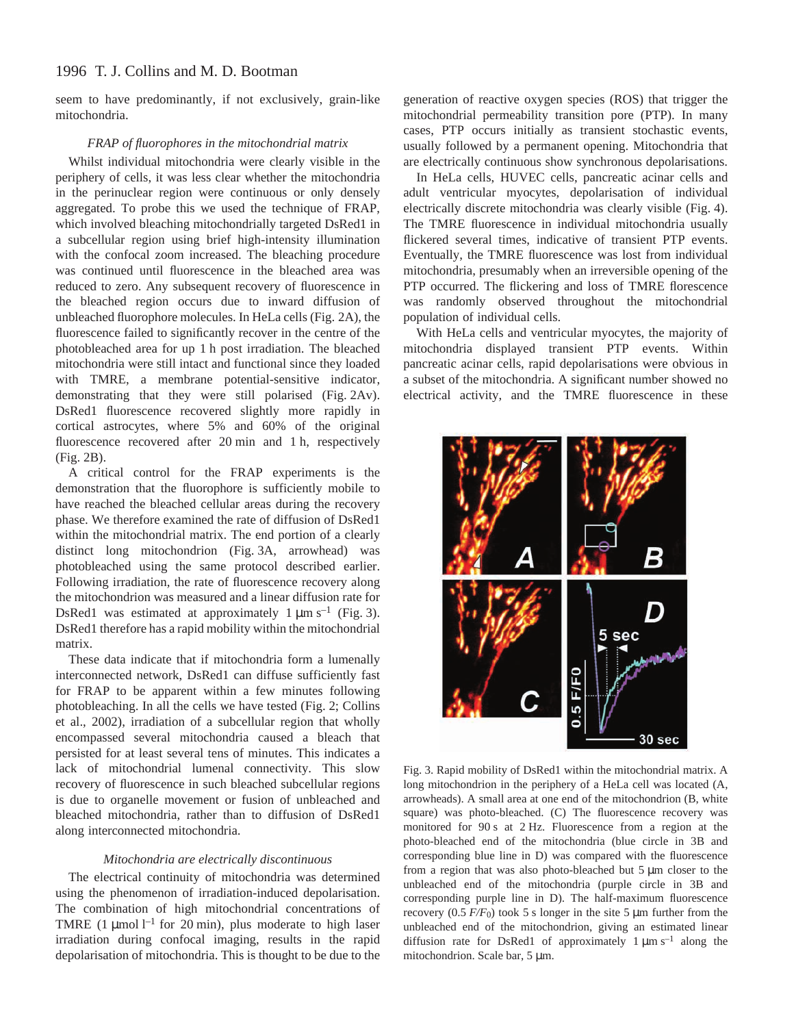seem to have predominantly, if not exclusively, grain-like mitochondria.

### *FRAP of fluorophores in the mitochondrial matrix*

Whilst individual mitochondria were clearly visible in the periphery of cells, it was less clear whether the mitochondria in the perinuclear region were continuous or only densely aggregated. To probe this we used the technique of FRAP, which involved bleaching mitochondrially targeted DsRed1 in a subcellular region using brief high-intensity illumination with the confocal zoom increased. The bleaching procedure was continued until fluorescence in the bleached area was reduced to zero. Any subsequent recovery of fluorescence in the bleached region occurs due to inward diffusion of unbleached fluorophore molecules. In HeLa cells (Fig. 2A), the fluorescence failed to significantly recover in the centre of the photobleached area for up 1 h post irradiation. The bleached mitochondria were still intact and functional since they loaded with TMRE, a membrane potential-sensitive indicator, demonstrating that they were still polarised (Fig. 2Av). DsRed1 fluorescence recovered slightly more rapidly in cortical astrocytes, where 5% and 60% of the original fluorescence recovered after 20 min and 1 h, respectively (Fig. 2B).

A critical control for the FRAP experiments is the demonstration that the fluorophore is sufficiently mobile to have reached the bleached cellular areas during the recovery phase. We therefore examined the rate of diffusion of DsRed1 within the mitochondrial matrix. The end portion of a clearly distinct long mitochondrion (Fig. 3A, arrowhead) was photobleached using the same protocol described earlier. Following irradiation, the rate of fluorescence recovery along the mitochondrion was measured and a linear diffusion rate for DsRed1 was estimated at approximately 1 μm $s^{-1}$ (Fig. 3). DsRed1 therefore has a rapid mobility within the mitochondrial matrix.

These data indicate that if mitochondria form a lumenally interconnected network, DsRed1 can diffuse sufficiently fast for FRAP to be apparent within a few minutes following photobleaching. In all the cells we have tested (Fig. 2; Collins et al., 2002), irradiation of a subcellular region that wholly encompassed several mitochondria caused a bleach that persisted for at least several tens of minutes. This indicates a lack of mitochondrial lumenal connectivity. This slow recovery of fluorescence in such bleached subcellular regions is due to organelle movement or fusion of unbleached and bleached mitochondria, rather than to diffusion of DsRed1 along interconnected mitochondria.

### *Mitochondria are electrically discontinuous*

The electrical continuity of mitochondria was determined using the phenomenon of irradiation-induced depolarisation. The combination of high mitochondrial concentrations of TMRE (1 μmol $l^{-1}$ for 20 min), plus moderate to high laser irradiation during confocal imaging, results in the rapid depolarisation of mitochondria. This is thought to be due to the generation of reactive oxygen species (ROS) that trigger the mitochondrial permeability transition pore (PTP). In many cases, PTP occurs initially as transient stochastic events, usually followed by a permanent opening. Mitochondria that are electrically continuous show synchronous depolarisations.

In HeLa cells, HUVEC cells, pancreatic acinar cells and adult ventricular myocytes, depolarisation of individual electrically discrete mitochondria was clearly visible (Fig. 4). The TMRE fluorescence in individual mitochondria usually flickered several times, indicative of transient PTP events. Eventually, the TMRE fluorescence was lost from individual mitochondria, presumably when an irreversible opening of the PTP occurred. The flickering and loss of TMRE florescence was randomly observed throughout the mitochondrial population of individual cells.

With HeLa cells and ventricular myocytes, the majority of mitochondria displayed transient PTP events. Within pancreatic acinar cells, rapid depolarisations were obvious in a subset of the mitochondria. A significant number showed no electrical activity, and the TMRE fluorescence in these

Fig. 3. Rapid mobility of DsRed1 within the mitochondrial matrix. A long mitochondrion in the periphery of a HeLa cell was located (A, arrowheads). A small area at one end of the mitochondrion (B, white square) was photo-bleached. (C) The fluorescence recovery was monitored for 90 s at 2 Hz. Fluorescence from a region at the photo-bleached end of the mitochondria (blue circle in 3B and corresponding blue line in D) was compared with the fluorescence from a region that was also photo-bleached but 5 μm closer to the unbleached end of the mitochondria (purple circle in 3B and corresponding purple line in D). The half-maximum fluorescence recovery (0.5 $F/F_0$) took 5 s longer in the site 5 μm further from the unbleached end of the mitochondrion, giving an estimated linear diffusion rate for DsRed1 of approximately 1 μm $s^{-1}$ along the mitochondrion. Scale bar, 5 μm.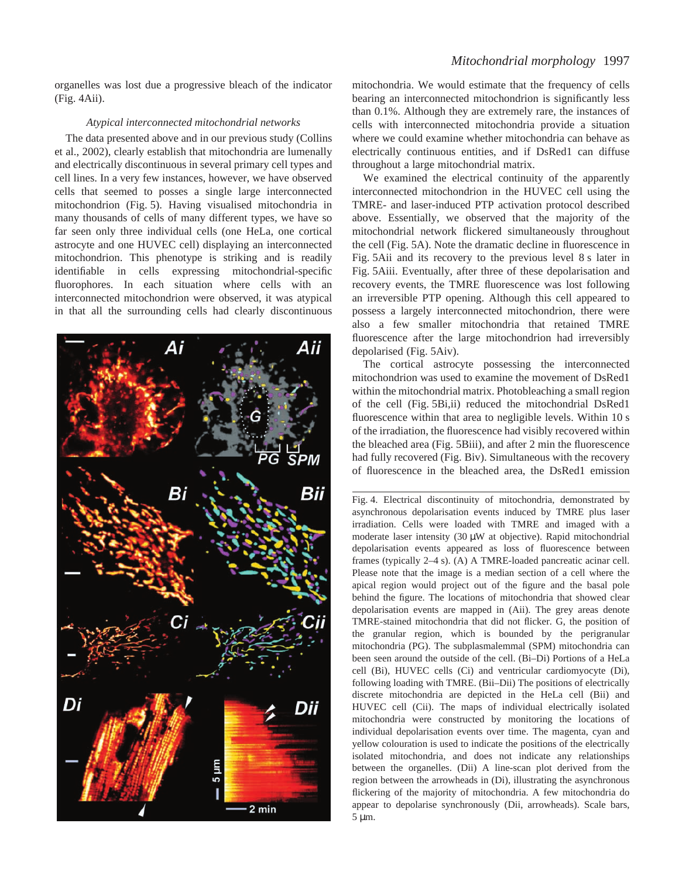organelles was lost due a progressive bleach of the indicator (Fig. 4Aii).

### *Atypical interconnected mitochondrial networks*

The data presented above and in our previous study (Collins et al., 2002), clearly establish that mitochondria are lumenally and electrically discontinuous in several primary cell types and cell lines. In a very few instances, however, we have observed cells that seemed to posses a single large interconnected mitochondrion (Fig. 5). Having visualised mitochondria in many thousands of cells of many different types, we have so far seen only three individual cells (one HeLa, one cortical astrocyte and one HUVEC cell) displaying an interconnected mitochondrion. This phenotype is striking and is readily identifiable in cells expressing mitochondrial-specific fluorophores. In each situation where cells with an interconnected mitochondrion were observed, it was atypical in that all the surrounding cells had clearly discontinuous mitochondria. We would estimate that the frequency of cells bearing an interconnected mitochondrion is significantly less than 0.1%. Although they are extremely rare, the instances of cells with interconnected mitochondria provide a situation where we could examine whether mitochondria can behave as electrically continuous entities, and if DsRed1 can diffuse throughout a large mitochondrial matrix.

We examined the electrical continuity of the apparently interconnected mitochondrion in the HUVEC cell using the TMRE- and laser-induced PTP activation protocol described above. Essentially, we observed that the majority of the mitochondrial network flickered simultaneously throughout the cell (Fig. 5A). Note the dramatic decline in fluorescence in Fig. 5Aii and its recovery to the previous level 8 s later in Fig. 5Aiii. Eventually, after three of these depolarisation and recovery events, the TMRE fluorescence was lost following an irreversible PTP opening. Although this cell appeared to possess a largely interconnected mitochondrion, there were also a few smaller mitochondria that retained TMRE fluorescence after the large mitochondrion had irreversibly depolarised (Fig. 5Aiv).

The cortical astrocyte possessing the interconnected mitochondrion was used to examine the movement of DsRed1 within the mitochondrial matrix. Photobleaching a small region of the cell (Fig. 5Bi,ii) reduced the mitochondrial DsRed1 fluorescence within that area to negligible levels. Within 10 s of the irradiation, the fluorescence had visibly recovered within the bleached area (Fig. 5Biii), and after 2 min the fluorescence had fully recovered (Fig. Biv). Simultaneous with the recovery of fluorescence in the bleached area, the DsRed1 emission

Fig. 4. Electrical discontinuity of mitochondria, demonstrated by asynchronous depolarisation events induced by TMRE plus laser irradiation. Cells were loaded with TMRE and imaged with a moderate laser intensity (30 μW at objective). Rapid mitochondrial depolarisation events appeared as loss of fluorescence between frames (typically 2–4 s). (A) A TMRE-loaded pancreatic acinar cell. Please note that the image is a median section of a cell where the apical region would project out of the figure and the basal pole behind the figure. The locations of mitochondria that showed clear depolarisation events are mapped in (Aii). The grey areas denote TMRE-stained mitochondria that did not flicker. G, the position of the granular region, which is bounded by the perigranular mitochondria (PG). The subplasmalemmal (SPM) mitochondria can been seen around the outside of the cell. (Bi–Di) Portions of a HeLa cell (Bi), HUVEC cells (Ci) and ventricular cardiomyocyte (Di), following loading with TMRE. (Bii–Dii) The positions of electrically discrete mitochondria are depicted in the HeLa cell (Bii) and HUVEC cell (Cii). The maps of individual electrically isolated mitochondria were constructed by monitoring the locations of individual depolarisation events over time. The magenta, cyan and yellow colouration is used to indicate the positions of the electrically isolated mitochondria, and does not indicate any relationships between the organelles. (Dii) A line-scan plot derived from the region between the arrowheads in (Di), illustrating the asynchronous flickering of the majority of mitochondria. A few mitochondria do appear to depolarise synchronously (Dii, arrowheads). Scale bars, 5 μm.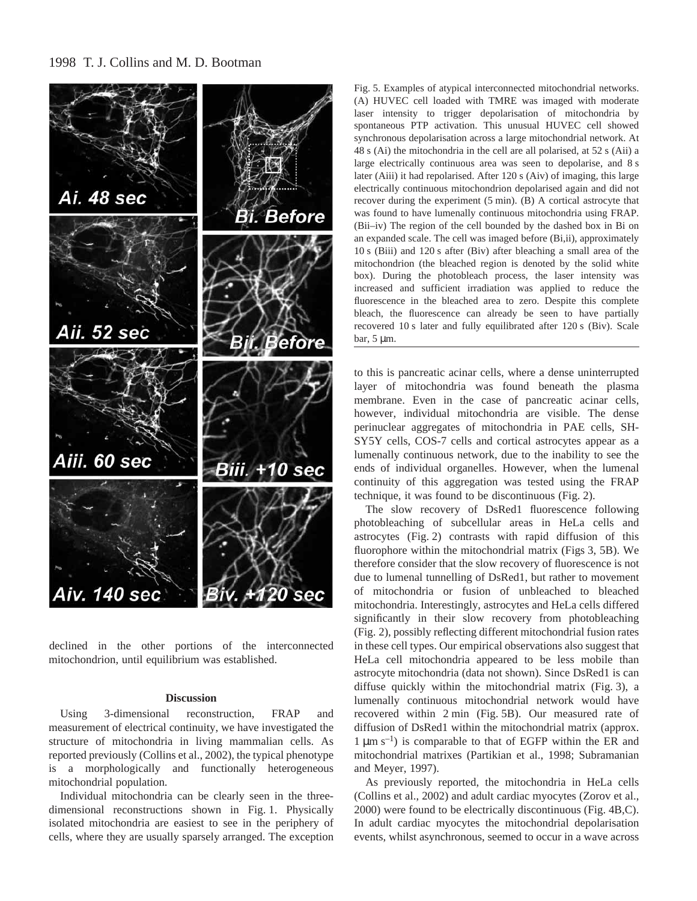Fig. 5. Examples of atypical interconnected mitochondrial networks. (A) HUVEC cell loaded with TMRE was imaged with moderate laser intensity to trigger depolarisation of mitochondria by spontaneous PTP activation. This unusual HUVEC cell showed synchronous depolarisation across a large mitochondrial network. At 48 s (Ai) the mitochondria in the cell are all polarised, at 52 s (Aii) a large electrically continuous area was seen to depolarise, and 8 s later (Aiii) it had repolarised. After 120 s (Aiv) of imaging, this large electrically continuous mitochondrion depolarised again and did not recover during the experiment (5 min). (B) A cortical astrocyte that was found to have lumenally continuous mitochondria using FRAP. (Bii–iv) The region of the cell bounded by the dashed box in Bi on an expanded scale. The cell was imaged before (Bi,ii), approximately 10 s (Biii) and 120 s after (Biv) after bleaching a small area of the mitochondrion (the bleached region is denoted by the solid white box). During the photobleach process, the laser intensity was increased and sufficient irradiation was applied to reduce the fluorescence in the bleached area to zero. Despite this complete bleach, the fluorescence can already be seen to have partially recovered 10 s later and fully equilibrated after 120 s (Biv). Scale bar, 5 μm.

declined in the other portions of the interconnected mitochondrion, until equilibrium was established.

## Discussion

Using 3-dimensional reconstruction, FRAP and measurement of electrical continuity, we have investigated the structure of mitochondria in living mammalian cells. As reported previously (Collins et al., 2002), the typical phenotype is a morphologically and functionally heterogeneous mitochondrial population.

Individual mitochondria can be clearly seen in the three-dimensional reconstructions shown in Fig. 1. Physically isolated mitochondria are easiest to see in the periphery of cells, where they are usually sparsely arranged. The exception to this is pancreatic acinar cells, where a dense uninterrupted layer of mitochondria was found beneath the plasma membrane. Even in the case of pancreatic acinar cells, however, individual mitochondria are visible. The dense perinuclear aggregates of mitochondria in PAE cells, SH-SY5Y cells, COS-7 cells and cortical astrocytes appear as a lumenally continuous network, due to the inability to see the ends of individual organelles. However, when the lumenal continuity of this aggregation was tested using the FRAP technique, it was found to be discontinuous (Fig. 2).

The slow recovery of DsRed1 fluorescence following photobleaching of subcellular areas in HeLa cells and astrocytes (Fig. 2) contrasts with rapid diffusion of this fluorophore within the mitochondrial matrix (Figs 3, 5B). We therefore consider that the slow recovery of fluorescence is not due to lumenal tunnelling of DsRed1, but rather to movement of mitochondria or fusion of unbleached to bleached mitochondria. Interestingly, astrocytes and HeLa cells differed significantly in their slow recovery from photobleaching (Fig. 2), possibly reflecting different mitochondrial fusion rates in these cell types. Our empirical observations also suggest that HeLa cell mitochondria appeared to be less mobile than astrocyte mitochondria (data not shown). Since DsRed1 is can diffuse quickly within the mitochondrial matrix (Fig. 3), a lumenally continuous mitochondrial network would have recovered within 2 min (Fig. 5B). Our measured rate of diffusion of DsRed1 within the mitochondrial matrix (approx. $1\ \mu m\ s^{-1}$) is comparable to that of EGFP within the ER and mitochondrial matrixes (Partikian et al., 1998; Subramanian and Meyer, 1997).

As previously reported, the mitochondria in HeLa cells (Collins et al., 2002) and adult cardiac myocytes (Zorov et al., 2000) were found to be electrically discontinuous (Fig. 4B,C). In adult cardiac myocytes the mitochondrial depolarisation events, whilst asynchronous, seemed to occur in a wave across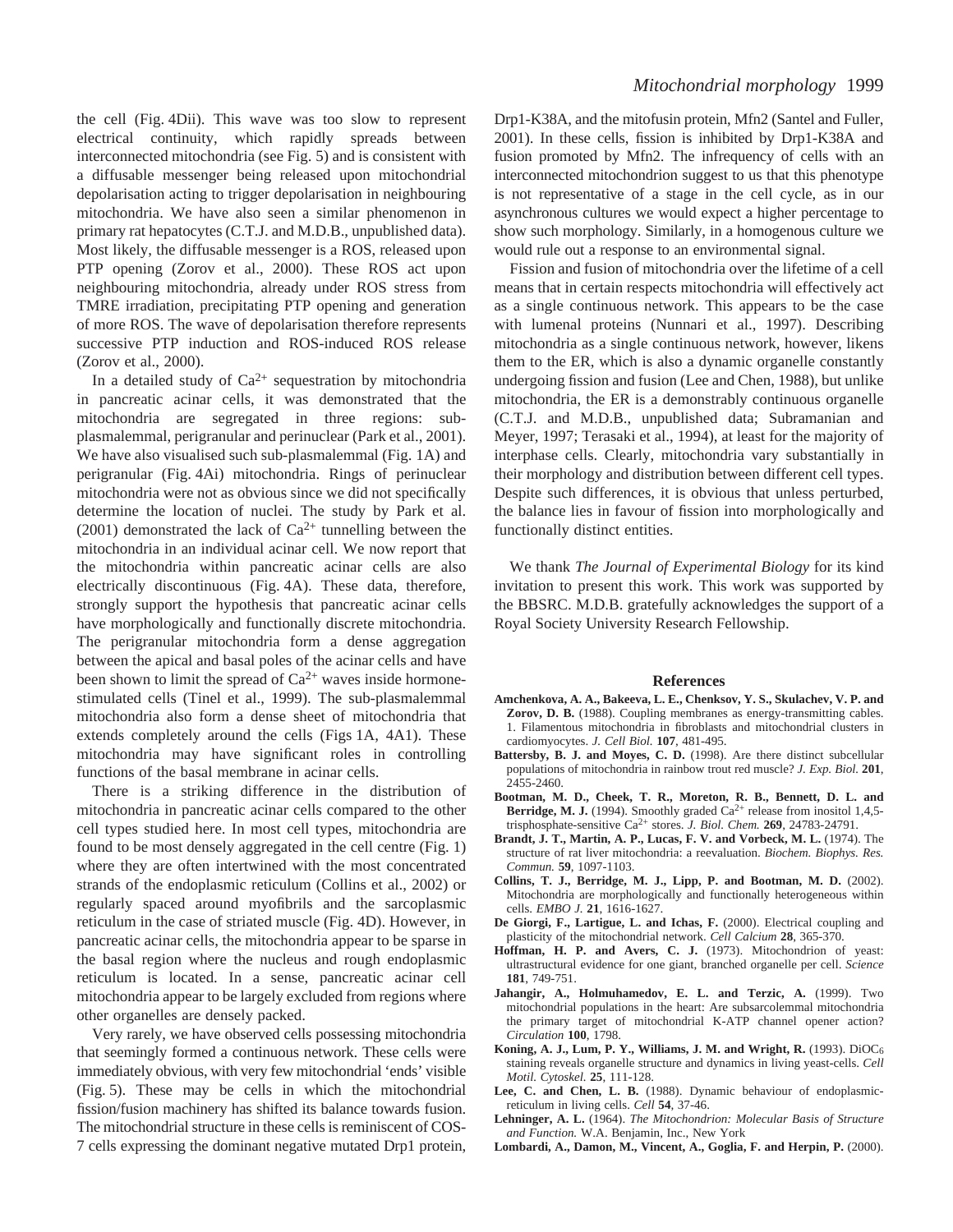the cell (Fig. 4Dii). This wave was too slow to represent electrical continuity, which rapidly spreads between interconnected mitochondria (see Fig. 5) and is consistent with a diffusable messenger being released upon mitochondrial depolarisation acting to trigger depolarisation in neighbouring mitochondria. We have also seen a similar phenomenon in primary rat hepatocytes (C.T.J. and M.D.B., unpublished data). Most likely, the diffusable messenger is a ROS, released upon PTP opening (Zorov et al., 2000). These ROS act upon neighbouring mitochondria, already under ROS stress from TMRE irradiation, precipitating PTP opening and generation of more ROS. The wave of depolarisation therefore represents successive PTP induction and ROS-induced ROS release (Zorov et al., 2000).

In a detailed study of $Ca^{2+}$ sequestration by mitochondria in pancreatic acinar cells, it was demonstrated that the mitochondria are segregated in three regions: sub-plasmalemmal, perigranular and perinuclear (Park et al., 2001). We have also visualised such sub-plasmalemmal (Fig. 1A) and perigranular (Fig. 4Ai) mitochondria. Rings of perinuclear mitochondria were not as obvious since we did not specifically determine the location of nuclei. The study by Park et al. (2001) demonstrated the lack of $Ca^{2+}$ tunnelling between the mitochondria in an individual acinar cell. We now report that the mitochondria within pancreatic acinar cells are also electrically discontinuous (Fig. 4A). These data, therefore, strongly support the hypothesis that pancreatic acinar cells have morphologically and functionally discrete mitochondria. The perigranular mitochondria form a dense aggregation between the apical and basal poles of the acinar cells and have been shown to limit the spread of $Ca^{2+}$ waves inside hormone-stimulated cells (Tinel et al., 1999). The sub-plasmalemmal mitochondria also form a dense sheet of mitochondria that extends completely around the cells (Figs 1A, 4A1). These mitochondria may have significant roles in controlling functions of the basal membrane in acinar cells.

There is a striking difference in the distribution of mitochondria in pancreatic acinar cells compared to the other cell types studied here. In most cell types, mitochondria are found to be most densely aggregated in the cell centre (Fig. 1) where they are often intertwined with the most concentrated strands of the endoplasmic reticulum (Collins et al., 2002) or regularly spaced around myofibrils and the sarcoplasmic reticulum in the case of striated muscle (Fig. 4D). However, in pancreatic acinar cells, the mitochondria appear to be sparse in the basal region where the nucleus and rough endoplasmic reticulum is located. In a sense, pancreatic acinar cell mitochondria appear to be largely excluded from regions where other organelles are densely packed.

Very rarely, we have observed cells possessing mitochondria that seemingly formed a continuous network. These cells were immediately obvious, with very few mitochondrial ‘ends’ visible (Fig. 5). These may be cells in which the mitochondrial fission/fusion machinery has shifted its balance towards fusion. The mitochondrial structure in these cells is reminiscent of COS-7 cells expressing the dominant negative mutated Drp1 protein, Drp1-K38A, and the mitofusin protein, Mfn2 (Santel and Fuller, 2001). In these cells, fission is inhibited by Drp1-K38A and fusion promoted by Mfn2. The infrequency of cells with an interconnected mitochondrion suggest to us that this phenotype is not representative of a stage in the cell cycle, as in our asynchronous cultures we would expect a higher percentage to show such morphology. Similarly, in a homogenous culture we would rule out a response to an environmental signal.

Fission and fusion of mitochondria over the lifetime of a cell means that in certain respects mitochondria will effectively act as a single continuous network. This appears to be the case with lumenal proteins (Nunnari et al., 1997). Describing mitochondria as a single continuous network, however, likens them to the ER, which is also a dynamic organelle constantly undergoing fission and fusion (Lee and Chen, 1988), but unlike mitochondria, the ER is a demonstrably continuous organelle (C.T.J. and M.D.B., unpublished data; Subramanian and Meyer, 1997; Terasaki et al., 1994), at least for the majority of interphase cells. Clearly, mitochondria vary substantially in their morphology and distribution between different cell types. Despite such differences, it is obvious that unless perturbed, the balance lies in favour of fission into morphologically and functionally distinct entities.

We thank *The Journal of Experimental Biology* for its kind invitation to present this work. This work was supported by the BBSRC. M.D.B. gratefully acknowledges the support of a Royal Society University Research Fellowship.

## References

**Amchenkova, A. A., Bakeeva, L. E., Chenksov, Y. S., Skulachev, V. P. and Zorov, D. B.** (1988). Coupling membranes as energy-transmitting cables. 1. Filamentous mitochondria in fibroblasts and mitochondrial clusters in cardiomyocytes. *J. Cell Biol.* **107**, 481-495.

**Battersby, B. J. and Moyes, C. D.** (1998). Are there distinct subcellular populations of mitochondria in rainbow trout red muscle? *J. Exp. Biol.* **201**, 2455-2460.

**Bootman, M. D., Cheek, T. R., Moreton, R. B., Bennett, D. L. and Berridge, M. J.** (1994). Smoothly graded $Ca^{2+}$ release from inositol 1,4,5-trisphosphate-sensitive $Ca^{2+}$ stores. *J. Biol. Chem.* **269**, 24783-24791.

**Brandt, J. T., Martin, A. P., Lucas, F. V. and Vorbeck, M. L.** (1974). The structure of rat liver mitochondria: a reevaluation. *Biochem. Biophys. Res. Commun.* **59**, 1097-1103.

**Collins, T. J., Berridge, M. J., Lipp, P. and Bootman, M. D.** (2002). Mitochondria are morphologically and functionally heterogeneous within cells. *EMBO J.* **21**, 1616-1627.

**De Giorgi, F., Lartigue, L. and Ichas, F.** (2000). Electrical coupling and plasticity of the mitochondrial network. *Cell Calcium* **28**, 365-370.

**Hoffman, H. P. and Avers, C. J.** (1973). Mitochondrion of yeast: ultrastructural evidence for one giant, branched organelle per cell. *Science* **181**, 749-751.

**Jahangir, A., Holmuhamedov, E. L. and Terzic, A.** (1999). Two mitochondrial populations in the heart: Are subsarcolemmal mitochondria the primary target of mitochondrial K-ATP channel opener action? *Circulation* **100**, 1798.

**Koning, A. J., Lum, P. Y., Williams, J. M. and Wright, R.** (1993). $DiOC_6$ staining reveals organelle structure and dynamics in living yeast-cells. *Cell Motil. Cytoskel.* **25**, 111-128.

**Lee, C. and Chen, L. B.** (1988). Dynamic behaviour of endoplasmic-reticulum in living cells. *Cell* **54**, 37-46.

**Lehninger, A. L.** (1964). *The Mitochondrion: Molecular Basis of Structure and Function.* W.A. Benjamin, Inc., New York

**Lombardi, A., Damon, M., Vincent, A., Goglia, F. and Herpin, P.** (2000).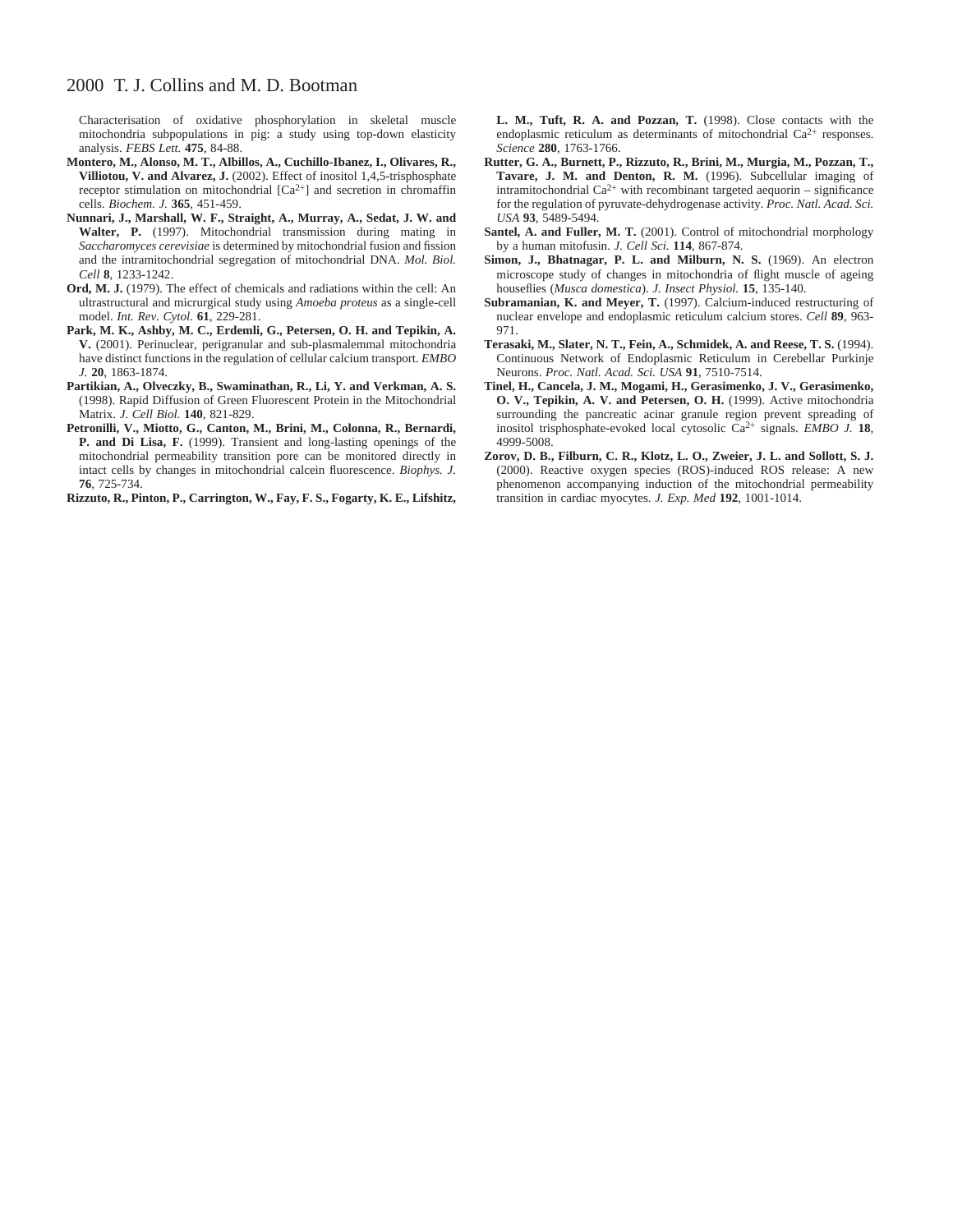Characterisation of oxidative phosphorylation in skeletal muscle mitochondria subpopulations in pig: a study using top-down elasticity analysis. *FEBS Lett.* **475**, 84-88.

**Montero, M., Alonso, M. T., Albillos, A., Cuchillo-Ibanez, I., Olivares, R., Villiotou, V. and Alvarez, J.** (2002). Effect of inositol 1,4,5-trisphosphate receptor stimulation on mitochondrial [$Ca^{2+}$] and secretion in chromaffin cells. *Biochem. J.* **365**, 451-459.

**Nunnari, J., Marshall, W. F., Straight, A., Murray, A., Sedat, J. W. and Walter, P.** (1997). Mitochondrial transmission during mating in *Saccharomyces cerevisiae* is determined by mitochondrial fusion and fission and the intramitochondrial segregation of mitochondrial DNA. *Mol. Biol. Cell* **8**, 1233-1242.

**Ord, M. J.** (1979). The effect of chemicals and radiations within the cell: An ultrastructural and micrurgical study using *Amoeba proteus* as a single-cell model. *Int. Rev. Cytol.* **61**, 229-281.

**Park, M. K., Ashby, M. C., Erdemli, G., Petersen, O. H. and Tepikin, A. V.** (2001). Perinuclear, perigranular and sub-plasmalemmal mitochondria have distinct functions in the regulation of cellular calcium transport. *EMBO J.* **20**, 1863-1874.

**Partikian, A., Olveczky, B., Swaminathan, R., Li, Y. and Verkman, A. S.** (1998). Rapid Diffusion of Green Fluorescent Protein in the Mitochondrial Matrix. *J. Cell Biol.* **140**, 821-829.

**Petronilli, V., Miotto, G., Canton, M., Brini, M., Colonna, R., Bernardi, P. and Di Lisa, F.** (1999). Transient and long-lasting openings of the mitochondrial permeability transition pore can be monitored directly in intact cells by changes in mitochondrial calcein fluorescence. *Biophys. J.* **76**, 725-734.

**Rizzuto, R., Pinton, P., Carrington, W., Fay, F. S., Fogarty, K. E., Lifshitz, L. M., Tuft, R. A. and Pozzan, T.** (1998). Close contacts with the endoplasmic reticulum as determinants of mitochondrial $Ca^{2+}$ responses. *Science* **280**, 1763-1766.

**Rutter, G. A., Burnett, P., Rizzuto, R., Brini, M., Murgia, M., Pozzan, T., Tavare, J. M. and Denton, R. M.** (1996). Subcellular imaging of intramitochondrial $Ca^{2+}$ with recombinant targeted aequorin – significance for the regulation of pyruvate-dehydrogenase activity. *Proc. Natl. Acad. Sci. USA* **93**, 5489-5494.

**Santel, A. and Fuller, M. T.** (2001). Control of mitochondrial morphology by a human mitofusin. *J. Cell Sci.* **114**, 867-874.

**Simon, J., Bhatnagar, P. L. and Milburn, N. S.** (1969). An electron microscope study of changes in mitochondria of flight muscle of ageing houseflies (*Musca domestica*). *J. Insect Physiol.* **15**, 135-140.

**Subramanian, K. and Meyer, T.** (1997). Calcium-induced restructuring of nuclear envelope and endoplasmic reticulum calcium stores. *Cell* **89**, 963-971.

**Terasaki, M., Slater, N. T., Fein, A., Schmidek, A. and Reese, T. S.** (1994). Continuous Network of Endoplasmic Reticulum in Cerebellar Purkinje Neurons. *Proc. Natl. Acad. Sci. USA* **91**, 7510-7514.

**Tinel, H., Cancela, J. M., Mogami, H., Gerasimenko, J. V., Gerasimenko, O. V., Tepikin, A. V. and Petersen, O. H.** (1999). Active mitochondria surrounding the pancreatic acinar granule region prevent spreading of inositol trisphosphate-evoked local cytosolic $Ca^{2+}$ signals. *EMBO J.* **18**, 4999-5008.

**Zorov, D. B., Filburn, C. R., Klotz, L. O., Zweier, J. L. and Sollott, S. J.** (2000). Reactive oxygen species (ROS)-induced ROS release: A new phenomenon accompanying induction of the mitochondrial permeability transition in cardiac myocytes. *J. Exp. Med* **192**, 1001-1014.